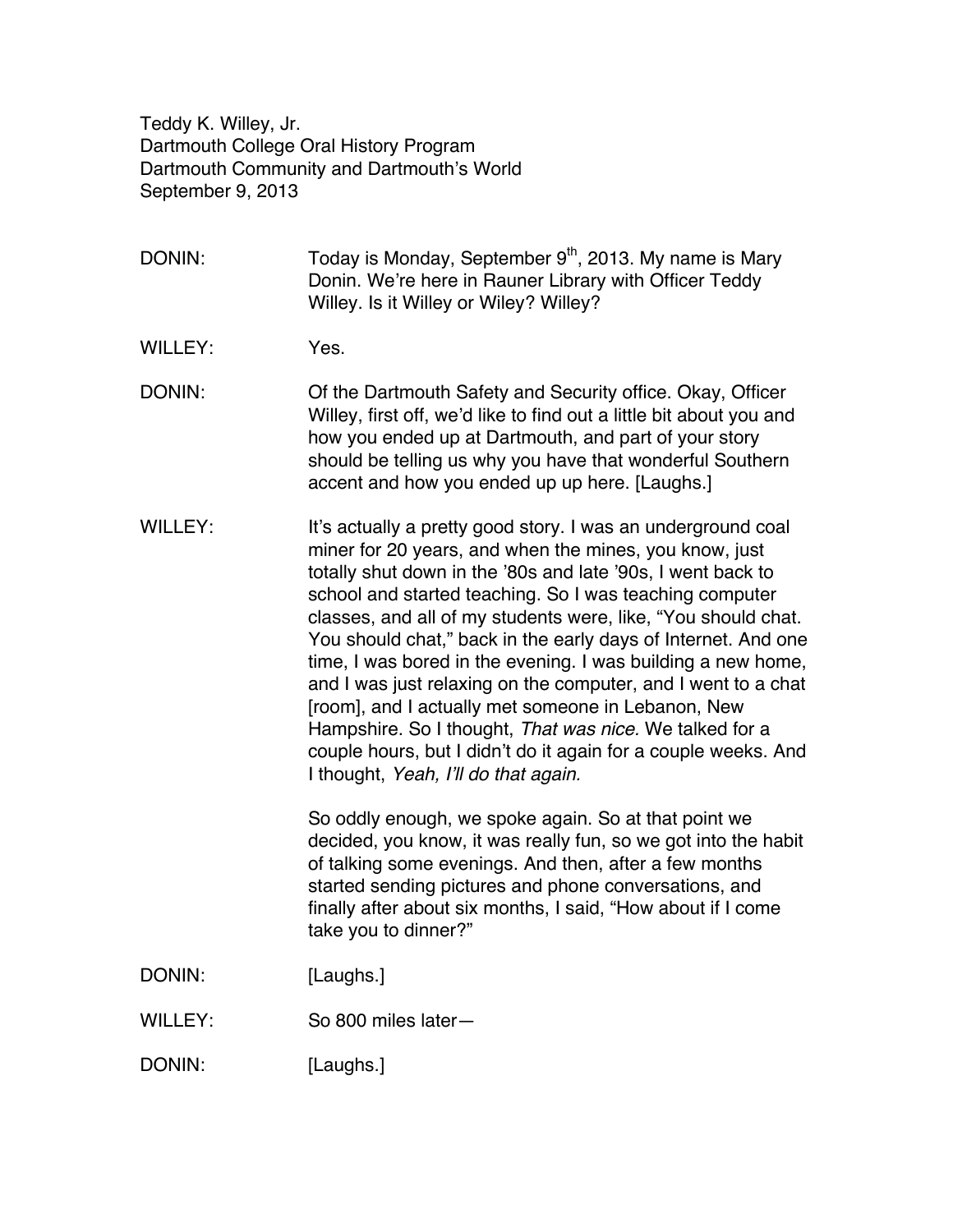Teddy K. Willey, Jr.
Dartmouth College Oral History Program
Dartmouth Community and Dartmouth's World
September 9, 2013

DONIN: Today is Monday, September 9th, 2013. My name is Mary Donin. We're here in Rauner Library with Officer Teddy Willey. Is it Willey or Wiley? Willey?

WILLEY: Yes.

DONIN: Of the Dartmouth Safety and Security office. Okay, Officer Willey, first off, we'd like to find out a little bit about you and how you ended up at Dartmouth, and part of your story should be telling us why you have that wonderful Southern accent and how you ended up up here. [Laughs.]

WILLEY: It's actually a pretty good story. I was an underground coal miner for 20 years, and when the mines, you know, just totally shut down in the '80s and late '90s, I went back to school and started teaching. So I was teaching computer classes, and all of my students were, like, "You should chat. You should chat," back in the early days of Internet. And one time, I was bored in the evening. I was building a new home, and I was just relaxing on the computer, and I went to a chat [room], and I actually met someone in Lebanon, New Hampshire. So I thought, *That was nice.* We talked for a couple hours, but I didn't do it again for a couple weeks. And I thought, *Yeah, I'll do that again.*

So oddly enough, we spoke again. So at that point we decided, you know, it was really fun, so we got into the habit of talking some evenings. And then, after a few months started sending pictures and phone conversations, and finally after about six months, I said, "How about if I come take you to dinner?"

DONIN: [Laughs.]

WILLEY: So 800 miles later—

DONIN: [Laughs.]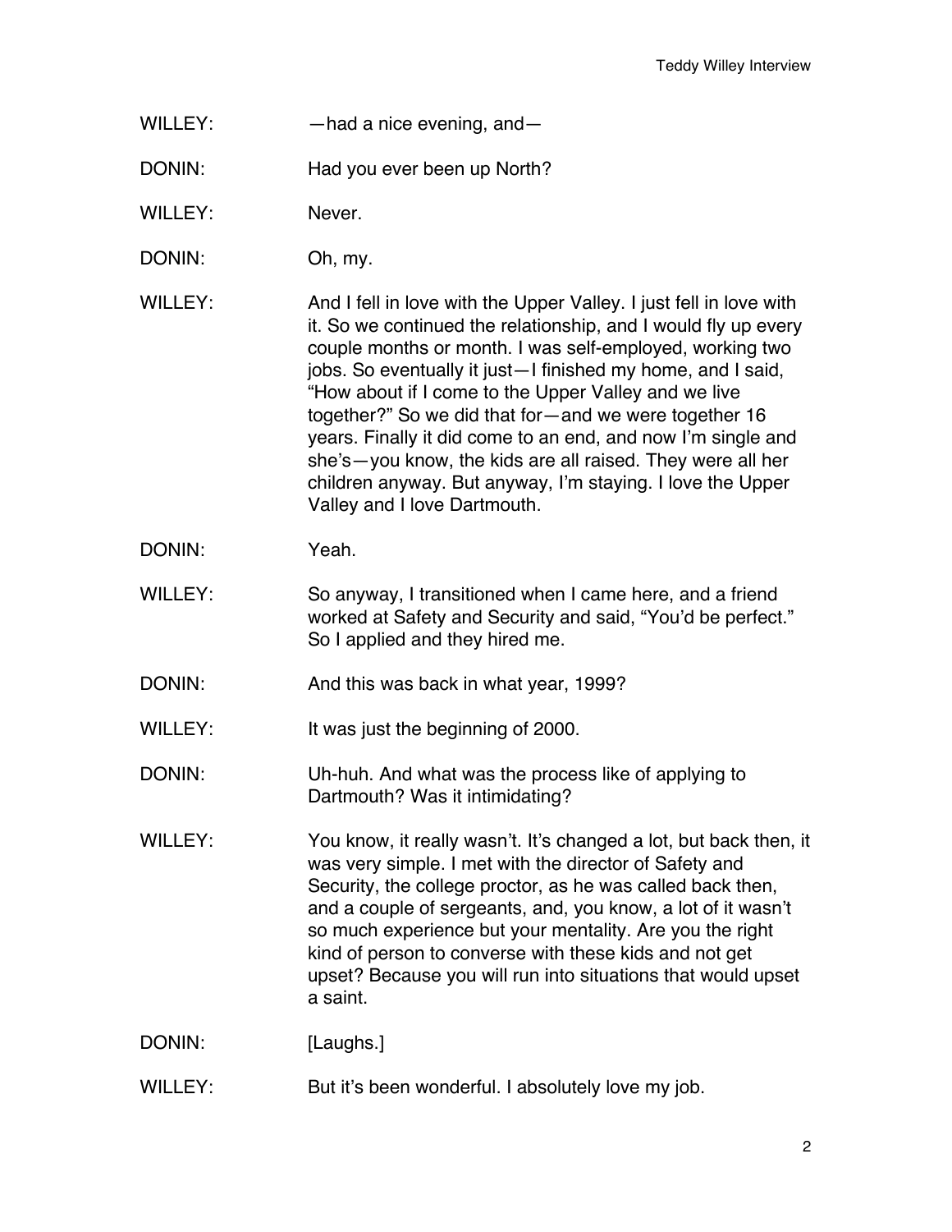WILLEY: —had a nice evening, and—

DONIN: Had you ever been up North?

WILLEY: Never.

DONIN: Oh, my.

WILLEY: And I fell in love with the Upper Valley. I just fell in love with it. So we continued the relationship, and I would fly up every couple months or month. I was self-employed, working two jobs. So eventually it just—I finished my home, and I said, "How about if I come to the Upper Valley and we live together?" So we did that for—and we were together 16 years. Finally it did come to an end, and now I'm single and she's—you know, the kids are all raised. They were all her children anyway. But anyway, I'm staying. I love the Upper Valley and I love Dartmouth.

DONIN: Yeah.

WILLEY: So anyway, I transitioned when I came here, and a friend worked at Safety and Security and said, "You'd be perfect." So I applied and they hired me.

DONIN: And this was back in what year, 1999?

WILLEY: It was just the beginning of 2000.

DONIN: Uh-huh. And what was the process like of applying to Dartmouth? Was it intimidating?

WILLEY: You know, it really wasn't. It's changed a lot, but back then, it was very simple. I met with the director of Safety and Security, the college proctor, as he was called back then, and a couple of sergeants, and, you know, a lot of it wasn't so much experience but your mentality. Are you the right kind of person to converse with these kids and not get upset? Because you will run into situations that would upset a saint.

DONIN: [Laughs.]

WILLEY: But it's been wonderful. I absolutely love my job.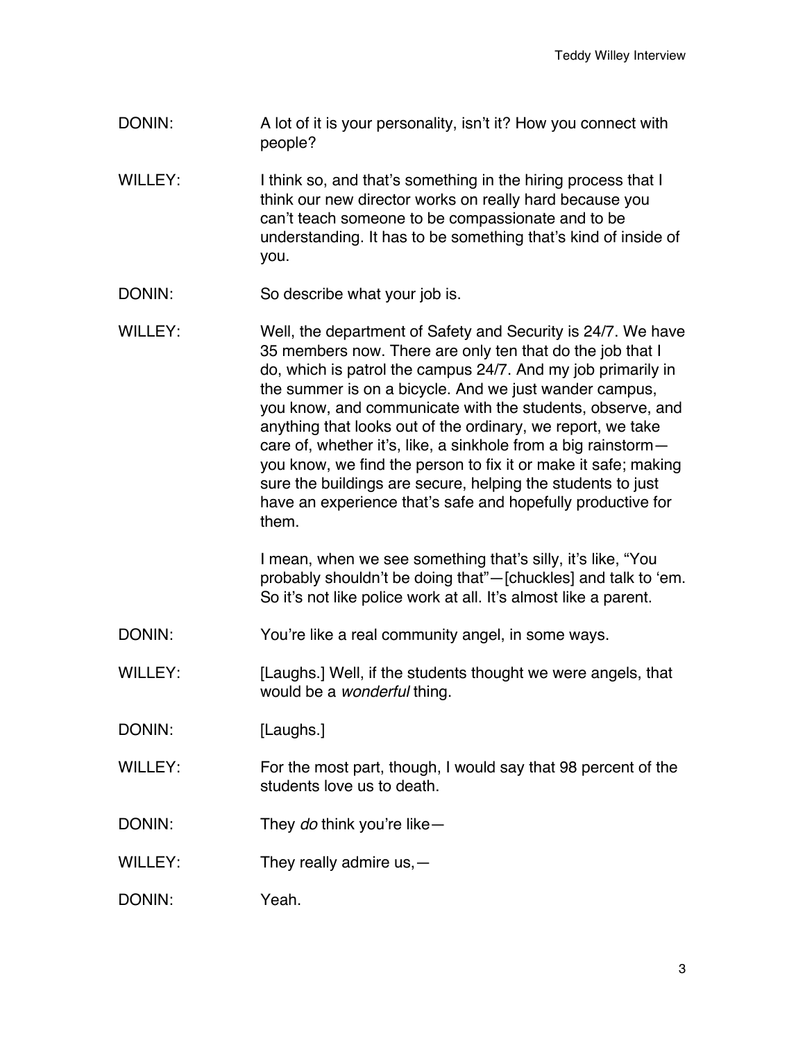DONIN: A lot of it is your personality, isn't it? How you connect with people?

WILLEY: I think so, and that's something in the hiring process that I think our new director works on really hard because you can't teach someone to be compassionate and to be understanding. It has to be something that's kind of inside of you.

DONIN: So describe what your job is.

WILLEY: Well, the department of Safety and Security is 24/7. We have 35 members now. There are only ten that do the job that I do, which is patrol the campus 24/7. And my job primarily in the summer is on a bicycle. And we just wander campus, you know, and communicate with the students, observe, and anything that looks out of the ordinary, we report, we take care of, whether it's, like, a sinkhole from a big rainstorm—you know, we find the person to fix it or make it safe; making sure the buildings are secure, helping the students to just have an experience that's safe and hopefully productive for them.

I mean, when we see something that's silly, it's like, "You probably shouldn't be doing that"—[chuckles] and talk to 'em. So it's not like police work at all. It's almost like a parent.

DONIN: You're like a real community angel, in some ways.

WILLEY: [Laughs.] Well, if the students thought we were angels, that would be a *wonderful* thing.

DONIN: [Laughs.]

WILLEY: For the most part, though, I would say that 98 percent of the students love us to death.

DONIN: They *do* think you're like—

WILLEY: They really admire us,—

DONIN: Yeah.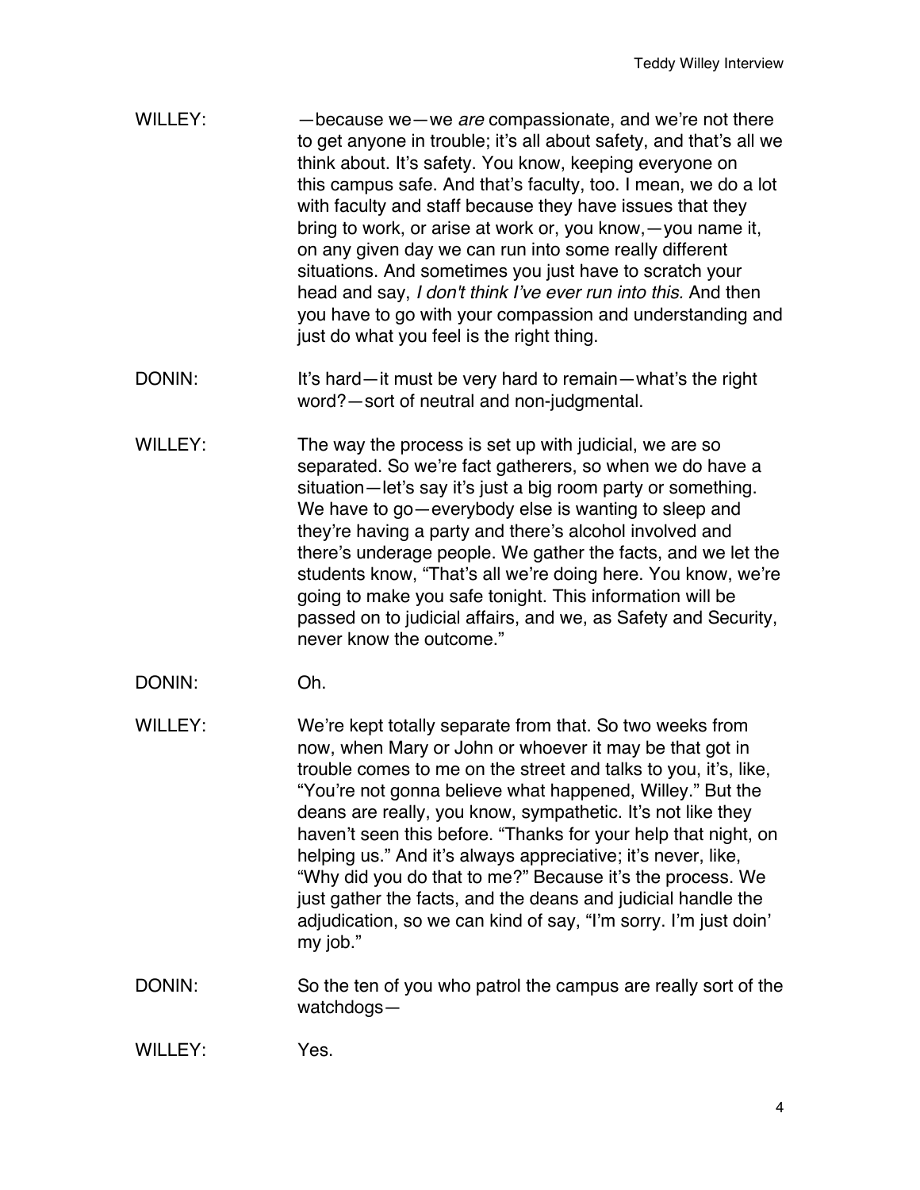WILLEY: —because we—we *are* compassionate, and we're not there to get anyone in trouble; it's all about safety, and that's all we think about. It's safety. You know, keeping everyone on this campus safe. And that's faculty, too. I mean, we do a lot with faculty and staff because they have issues that they bring to work, or arise at work or, you know,—you name it, on any given day we can run into some really different situations. And sometimes you just have to scratch your head and say, *I don't think I've ever run into this.* And then you have to go with your compassion and understanding and just do what you feel is the right thing.

DONIN: It's hard—it must be very hard to remain—what's the right word?—sort of neutral and non-judgmental.

WILLEY: The way the process is set up with judicial, we are so separated. So we're fact gatherers, so when we do have a situation—let's say it's just a big room party or something. We have to go—everybody else is wanting to sleep and they're having a party and there's alcohol involved and there's underage people. We gather the facts, and we let the students know, "That's all we're doing here. You know, we're going to make you safe tonight. This information will be passed on to judicial affairs, and we, as Safety and Security, never know the outcome."

DONIN: Oh.

WILLEY: We're kept totally separate from that. So two weeks from now, when Mary or John or whoever it may be that got in trouble comes to me on the street and talks to you, it's, like, "You're not gonna believe what happened, Willey." But the deans are really, you know, sympathetic. It's not like they haven't seen this before. "Thanks for your help that night, on helping us." And it's always appreciative; it's never, like, "Why did you do that to me?" Because it's the process. We just gather the facts, and the deans and judicial handle the adjudication, so we can kind of say, "I'm sorry. I'm just doin' my job."

DONIN: So the ten of you who patrol the campus are really sort of the watchdogs—

WILLEY: Yes.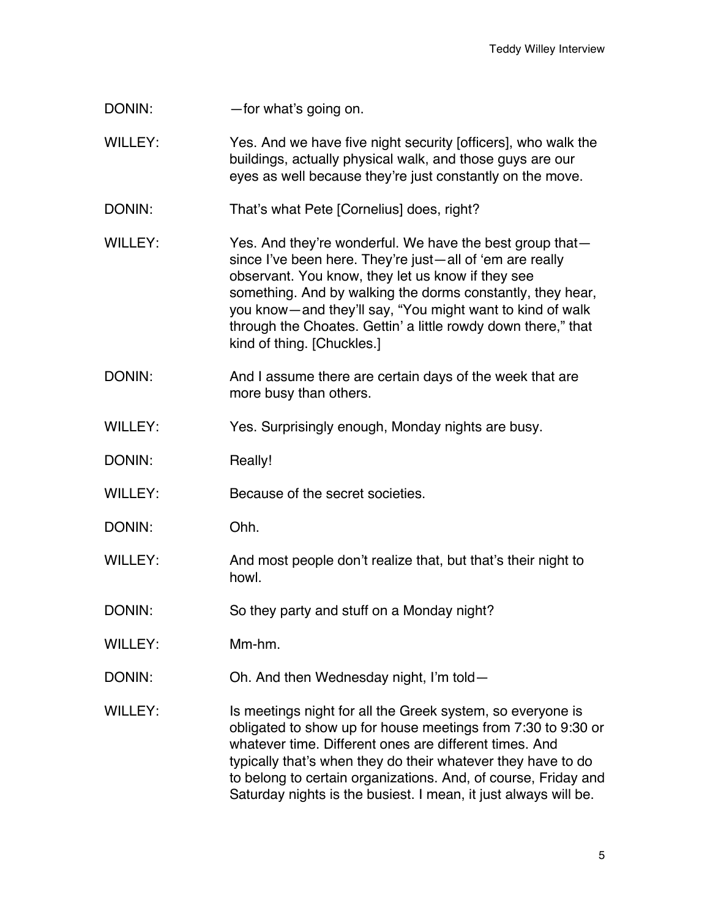DONIN: —for what's going on.

WILLEY: Yes. And we have five night security [officers], who walk the buildings, actually physical walk, and those guys are our eyes as well because they're just constantly on the move.

DONIN: That's what Pete [Cornelius] does, right?

WILLEY: Yes. And they're wonderful. We have the best group that—since I've been here. They're just—all of 'em are really observant. You know, they let us know if they see something. And by walking the dorms constantly, they hear, you know—and they'll say, "You might want to kind of walk through the Choates. Gettin' a little rowdy down there," that kind of thing. [Chuckles.]

DONIN: And I assume there are certain days of the week that are more busy than others.

WILLEY: Yes. Surprisingly enough, Monday nights are busy.

DONIN: Really!

WILLEY: Because of the secret societies.

DONIN: Ohh.

WILLEY: And most people don't realize that, but that's their night to howl.

DONIN: So they party and stuff on a Monday night?

WILLEY: Mm-hm.

DONIN: Oh. And then Wednesday night, I'm told—

WILLEY: Is meetings night for all the Greek system, so everyone is obligated to show up for house meetings from 7:30 to 9:30 or whatever time. Different ones are different times. And typically that's when they do their whatever they have to do to belong to certain organizations. And, of course, Friday and Saturday nights is the busiest. I mean, it just always will be.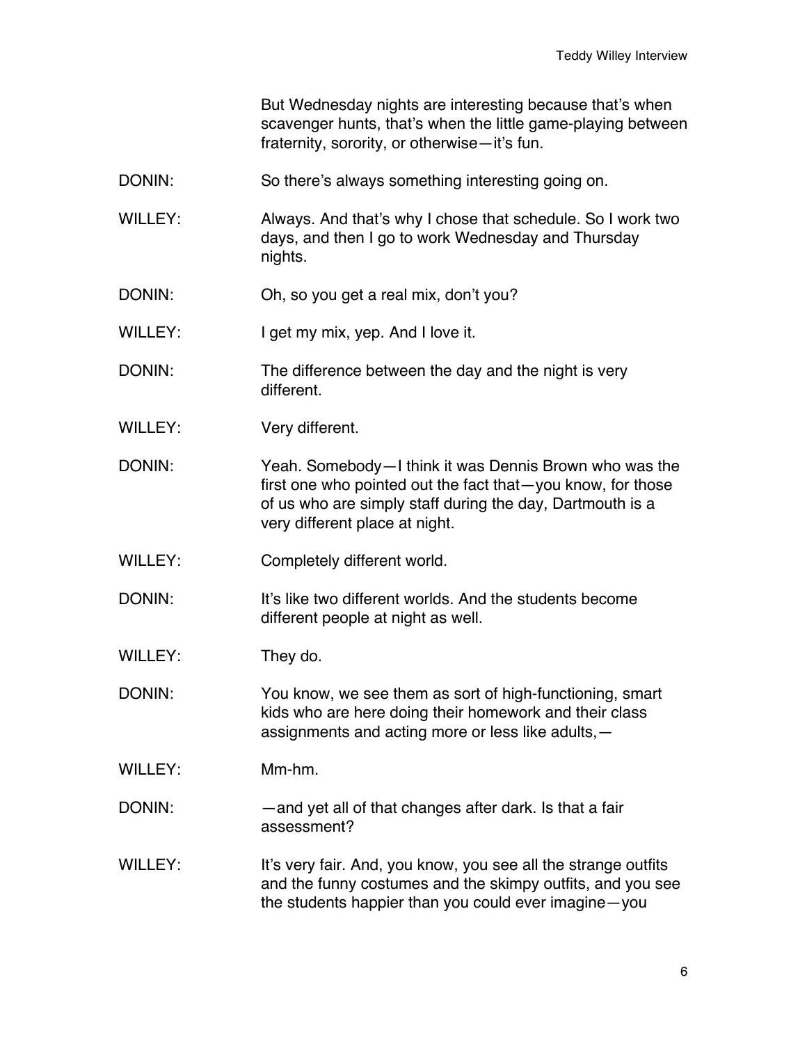But Wednesday nights are interesting because that's when scavenger hunts, that's when the little game-playing between fraternity, sorority, or otherwise—it's fun.

DONIN: So there's always something interesting going on.

WILLEY: Always. And that's why I chose that schedule. So I work two days, and then I go to work Wednesday and Thursday nights.

DONIN: Oh, so you get a real mix, don't you?

WILLEY: I get my mix, yep. And I love it.

DONIN: The difference between the day and the night is very different.

WILLEY: Very different.

DONIN: Yeah. Somebody—I think it was Dennis Brown who was the first one who pointed out the fact that—you know, for those of us who are simply staff during the day, Dartmouth is a very different place at night.

WILLEY: Completely different world.

DONIN: It's like two different worlds. And the students become different people at night as well.

WILLEY: They do.

DONIN: You know, we see them as sort of high-functioning, smart kids who are here doing their homework and their class assignments and acting more or less like adults,—

WILLEY: Mm-hm.

DONIN: —and yet all of that changes after dark. Is that a fair assessment?

WILLEY: It's very fair. And, you know, you see all the strange outfits and the funny costumes and the skimpy outfits, and you see the students happier than you could ever imagine—you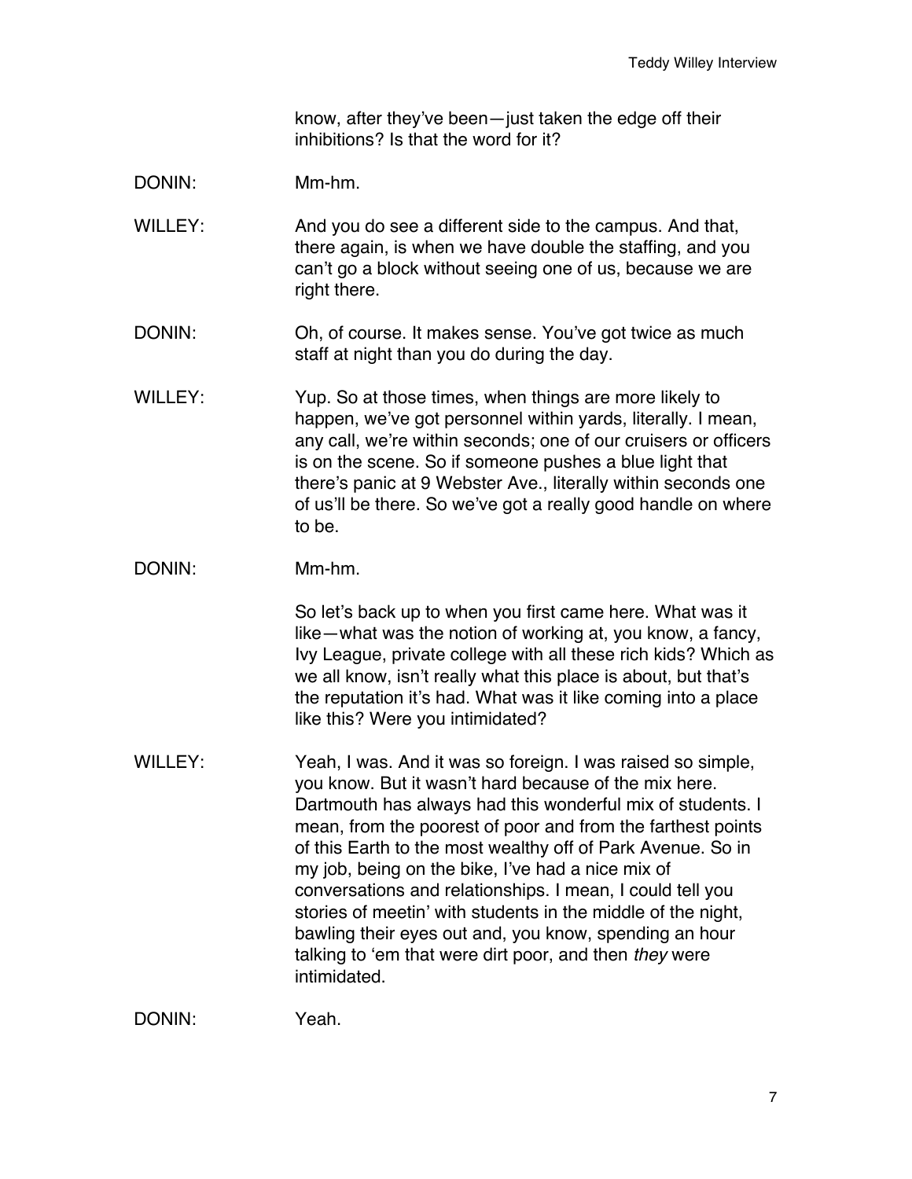know, after they've been—just taken the edge off their inhibitions? Is that the word for it?

DONIN: Mm-hm.

WILLEY: And you do see a different side to the campus. And that, there again, is when we have double the staffing, and you can't go a block without seeing one of us, because we are right there.

DONIN: Oh, of course. It makes sense. You've got twice as much staff at night than you do during the day.

WILLEY: Yup. So at those times, when things are more likely to happen, we've got personnel within yards, literally. I mean, any call, we're within seconds; one of our cruisers or officers is on the scene. So if someone pushes a blue light that there's panic at 9 Webster Ave., literally within seconds one of us'll be there. So we've got a really good handle on where to be.

DONIN: Mm-hm.

So let's back up to when you first came here. What was it like—what was the notion of working at, you know, a fancy, Ivy League, private college with all these rich kids? Which as we all know, isn't really what this place is about, but that's the reputation it's had. What was it like coming into a place like this? Were you intimidated?

WILLEY: Yeah, I was. And it was so foreign. I was raised so simple, you know. But it wasn't hard because of the mix here. Dartmouth has always had this wonderful mix of students. I mean, from the poorest of poor and from the farthest points of this Earth to the most wealthy off of Park Avenue. So in my job, being on the bike, I've had a nice mix of conversations and relationships. I mean, I could tell you stories of meetin' with students in the middle of the night, bawling their eyes out and, you know, spending an hour talking to 'em that were dirt poor, and then *they* were intimidated.

DONIN: Yeah.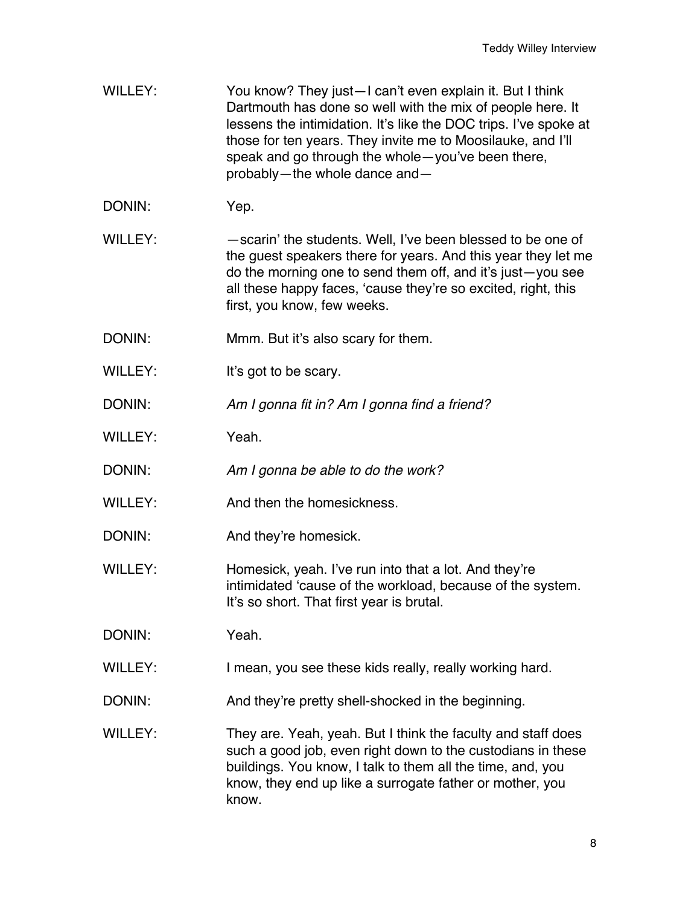WILLEY: You know? They just—I can't even explain it. But I think Dartmouth has done so well with the mix of people here. It lessens the intimidation. It's like the DOC trips. I've spoke at those for ten years. They invite me to Moosilauke, and I'll speak and go through the whole—you've been there, probably—the whole dance and—

DONIN: Yep.

WILLEY: —scarin' the students. Well, I've been blessed to be one of the guest speakers there for years. And this year they let me do the morning one to send them off, and it's just—you see all these happy faces, 'cause they're so excited, right, this first, you know, few weeks.

DONIN: Mmm. But it's also scary for them.

WILLEY: It's got to be scary.

DONIN: *Am I gonna fit in? Am I gonna find a friend?*

WILLEY: Yeah.

DONIN: *Am I gonna be able to do the work?*

WILLEY: And then the homesickness.

DONIN: And they're homesick.

WILLEY: Homesick, yeah. I've run into that a lot. And they're intimidated 'cause of the workload, because of the system. It's so short. That first year is brutal.

DONIN: Yeah.

WILLEY: I mean, you see these kids really, really working hard.

DONIN: And they're pretty shell-shocked in the beginning.

WILLEY: They are. Yeah, yeah. But I think the faculty and staff does such a good job, even right down to the custodians in these buildings. You know, I talk to them all the time, and, you know, they end up like a surrogate father or mother, you know.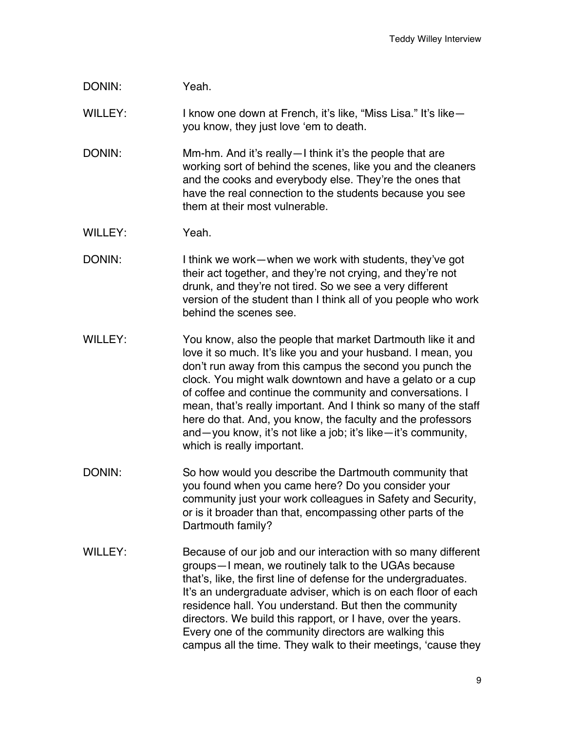DONIN: Yeah.

WILLEY: I know one down at French, it's like, "Miss Lisa." It's like—you know, they just love 'em to death.

DONIN: Mm-hm. And it's really—I think it's the people that are working sort of behind the scenes, like you and the cleaners and the cooks and everybody else. They're the ones that have the real connection to the students because you see them at their most vulnerable.

WILLEY: Yeah.

DONIN: I think we work—when we work with students, they've got their act together, and they're not crying, and they're not drunk, and they're not tired. So we see a very different version of the student than I think all of you people who work behind the scenes see.

WILLEY: You know, also the people that market Dartmouth like it and love it so much. It's like you and your husband. I mean, you don't run away from this campus the second you punch the clock. You might walk downtown and have a gelato or a cup of coffee and continue the community and conversations. I mean, that's really important. And I think so many of the staff here do that. And, you know, the faculty and the professors and—you know, it's not like a job; it's like—it's community, which is really important.

DONIN: So how would you describe the Dartmouth community that you found when you came here? Do you consider your community just your work colleagues in Safety and Security, or is it broader than that, encompassing other parts of the Dartmouth family?

WILLEY: Because of our job and our interaction with so many different groups—I mean, we routinely talk to the UGAs because that's, like, the first line of defense for the undergraduates. It's an undergraduate adviser, which is on each floor of each residence hall. You understand. But then the community directors. We build this rapport, or I have, over the years. Every one of the community directors are walking this campus all the time. They walk to their meetings, 'cause they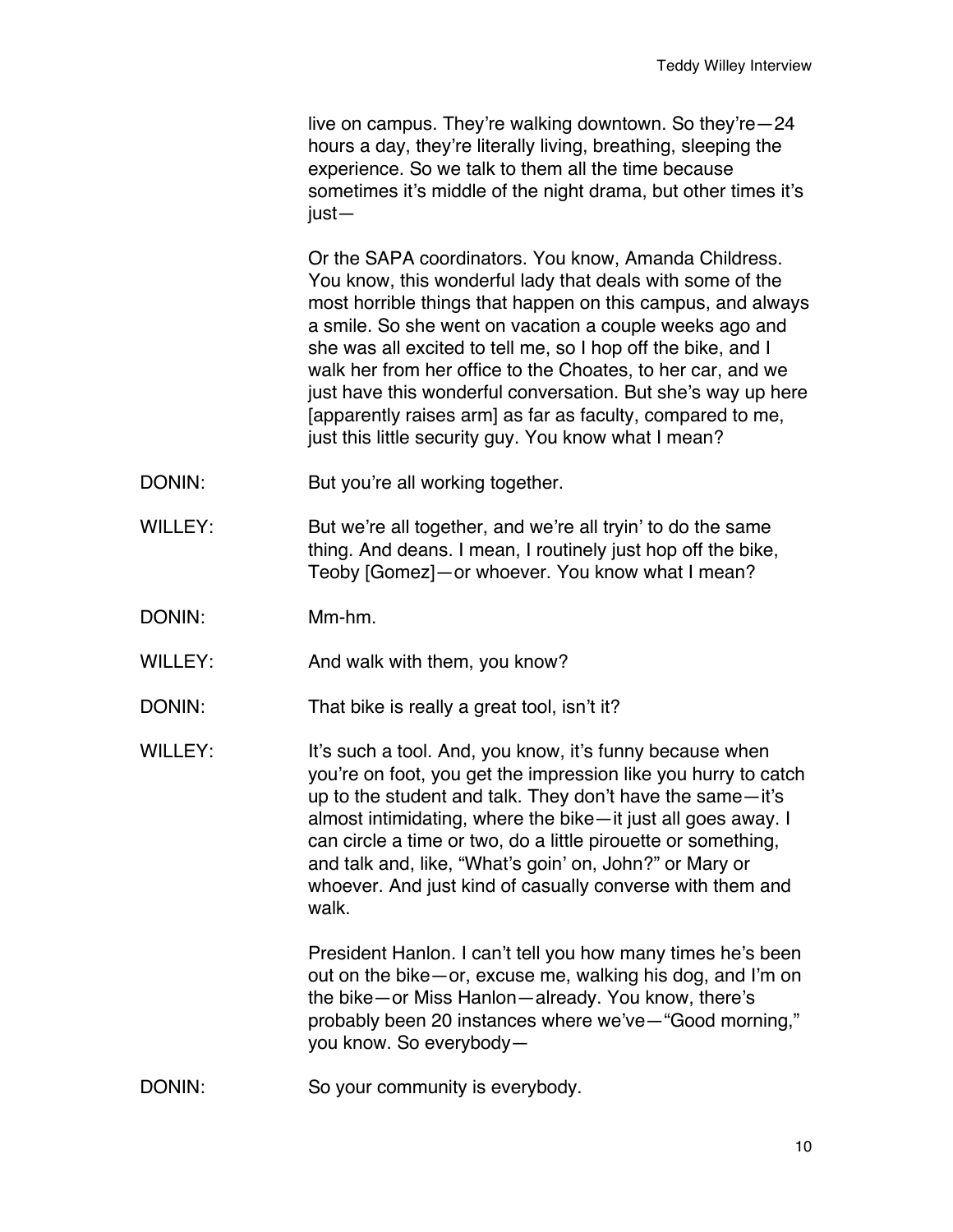live on campus. They're walking downtown. So they're—24 hours a day, they're literally living, breathing, sleeping the experience. So we talk to them all the time because sometimes it's middle of the night drama, but other times it's just—

Or the SAPA coordinators. You know, Amanda Childress. You know, this wonderful lady that deals with some of the most horrible things that happen on this campus, and always a smile. So she went on vacation a couple weeks ago and she was all excited to tell me, so I hop off the bike, and I walk her from her office to the Choates, to her car, and we just have this wonderful conversation. But she's way up here [apparently raises arm] as far as faculty, compared to me, just this little security guy. You know what I mean?

DONIN: But you're all working together.

WILLEY: But we're all together, and we're all tryin' to do the same thing. And deans. I mean, I routinely just hop off the bike, Teoby [Gomez]—or whoever. You know what I mean?

DONIN: Mm-hm.

WILLEY: And walk with them, you know?

DONIN: That bike is really a great tool, isn't it?

WILLEY: It's such a tool. And, you know, it's funny because when you're on foot, you get the impression like you hurry to catch up to the student and talk. They don't have the same—it's almost intimidating, where the bike—it just all goes away. I can circle a time or two, do a little pirouette or something, and talk and, like, "What's goin' on, John?" or Mary or whoever. And just kind of casually converse with them and walk.

President Hanlon. I can't tell you how many times he's been out on the bike—or, excuse me, walking his dog, and I'm on the bike—or Miss Hanlon—already. You know, there's probably been 20 instances where we've—"Good morning," you know. So everybody—

DONIN: So your community is everybody.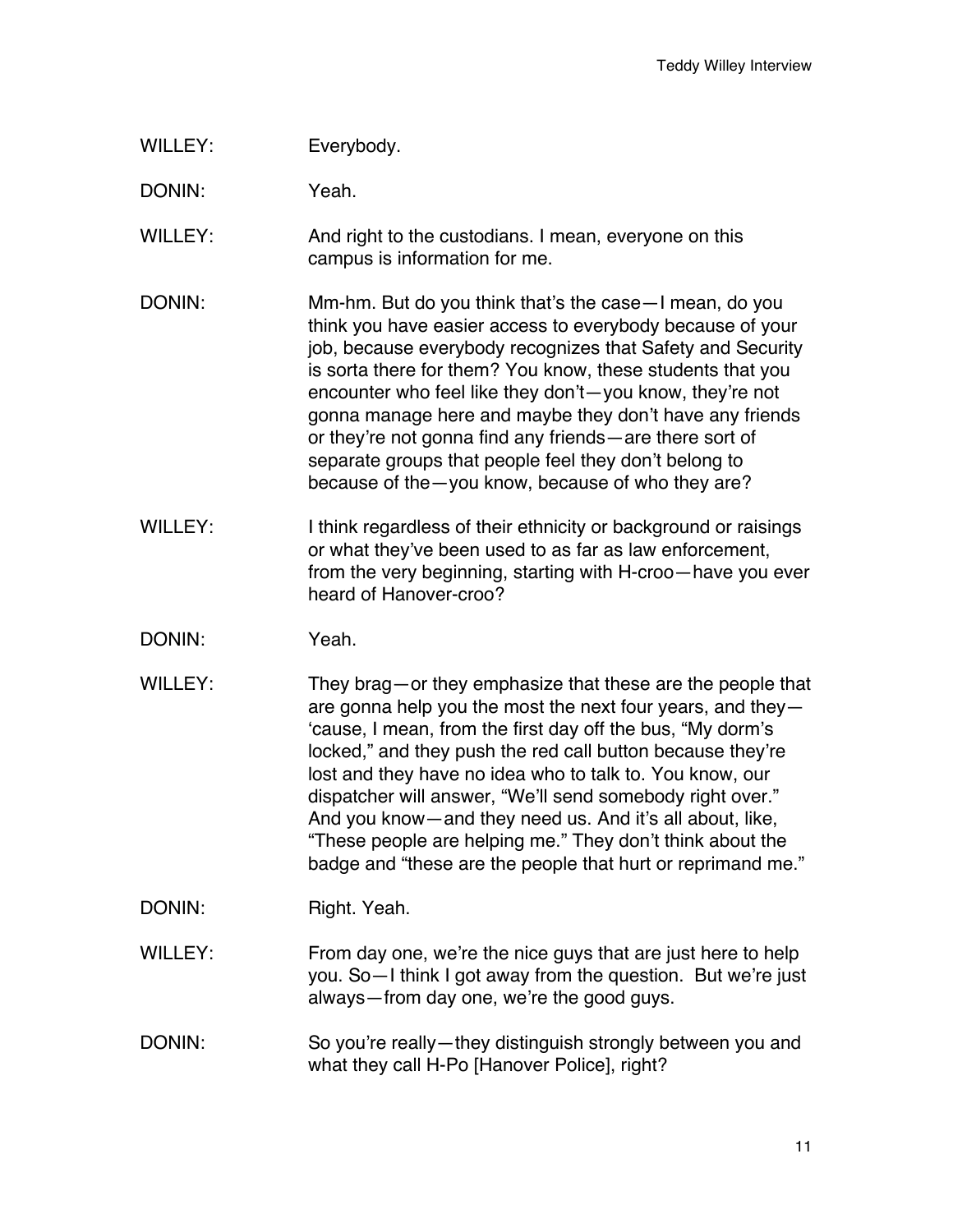WILLEY: Everybody.

DONIN: Yeah.

WILLEY: And right to the custodians. I mean, everyone on this campus is information for me.

DONIN: Mm-hm. But do you think that's the case—I mean, do you think you have easier access to everybody because of your job, because everybody recognizes that Safety and Security is sorta there for them? You know, these students that you encounter who feel like they don't—you know, they're not gonna manage here and maybe they don't have any friends or they're not gonna find any friends—are there sort of separate groups that people feel they don't belong to because of the—you know, because of who they are?

WILLEY: I think regardless of their ethnicity or background or raisings or what they've been used to as far as law enforcement, from the very beginning, starting with H-croo—have you ever heard of Hanover-croo?

DONIN: Yeah.

WILLEY: They brag—or they emphasize that these are the people that are gonna help you the most the next four years, and they—'cause, I mean, from the first day off the bus, "My dorm's locked," and they push the red call button because they're lost and they have no idea who to talk to. You know, our dispatcher will answer, "We'll send somebody right over." And you know—and they need us. And it's all about, like, "These people are helping me." They don't think about the badge and "these are the people that hurt or reprimand me."

DONIN: Right. Yeah.

WILLEY: From day one, we're the nice guys that are just here to help you. So—I think I got away from the question. But we're just always—from day one, we're the good guys.

DONIN: So you're really—they distinguish strongly between you and what they call H-Po [Hanover Police], right?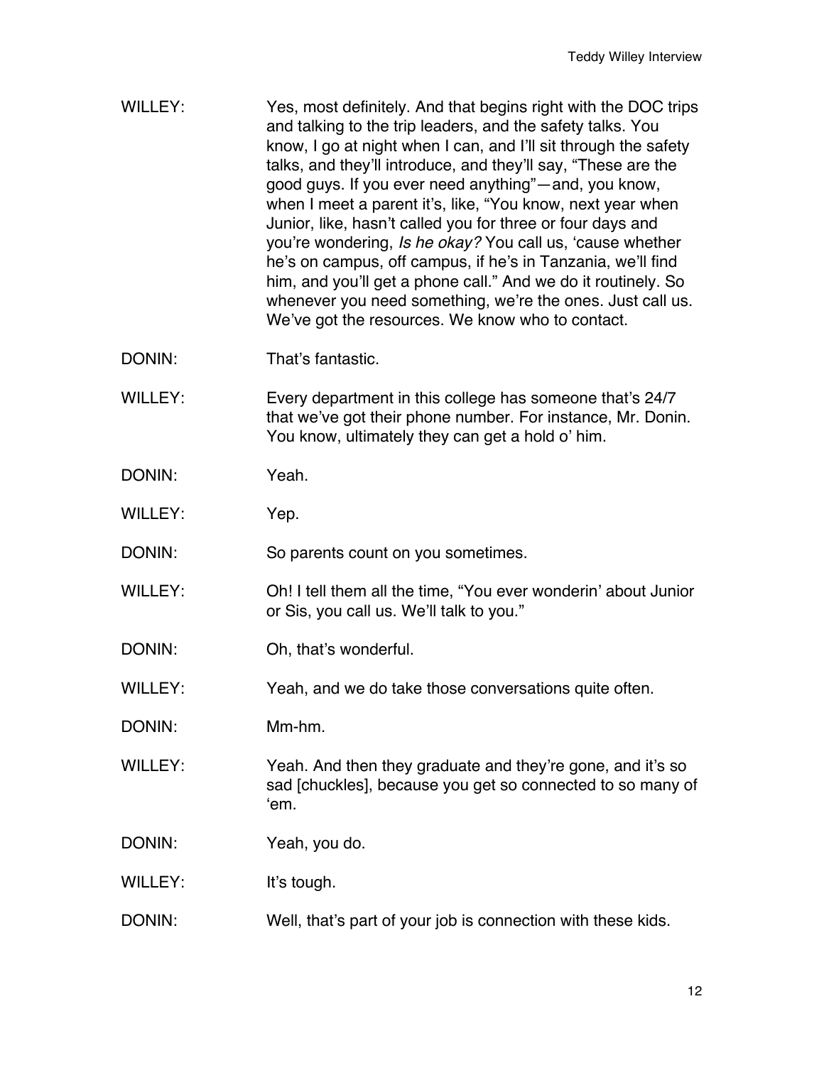WILLEY: Yes, most definitely. And that begins right with the DOC trips and talking to the trip leaders, and the safety talks. You know, I go at night when I can, and I'll sit through the safety talks, and they'll introduce, and they'll say, "These are the good guys. If you ever need anything"—and, you know, when I meet a parent it's, like, "You know, next year when Junior, like, hasn't called you for three or four days and you're wondering, *Is he okay?* You call us, 'cause whether he's on campus, off campus, if he's in Tanzania, we'll find him, and you'll get a phone call." And we do it routinely. So whenever you need something, we're the ones. Just call us. We've got the resources. We know who to contact.

DONIN: That's fantastic.

WILLEY: Every department in this college has someone that's 24/7 that we've got their phone number. For instance, Mr. Donin. You know, ultimately they can get a hold o' him.

DONIN: Yeah.

WILLEY: Yep.

DONIN: So parents count on you sometimes.

WILLEY: Oh! I tell them all the time, "You ever wonderin' about Junior or Sis, you call us. We'll talk to you."

DONIN: Oh, that's wonderful.

WILLEY: Yeah, and we do take those conversations quite often.

DONIN: Mm-hm.

WILLEY: Yeah. And then they graduate and they're gone, and it's so sad [chuckles], because you get so connected to so many of 'em.

DONIN: Yeah, you do.

WILLEY: It's tough.

DONIN: Well, that's part of your job is connection with these kids.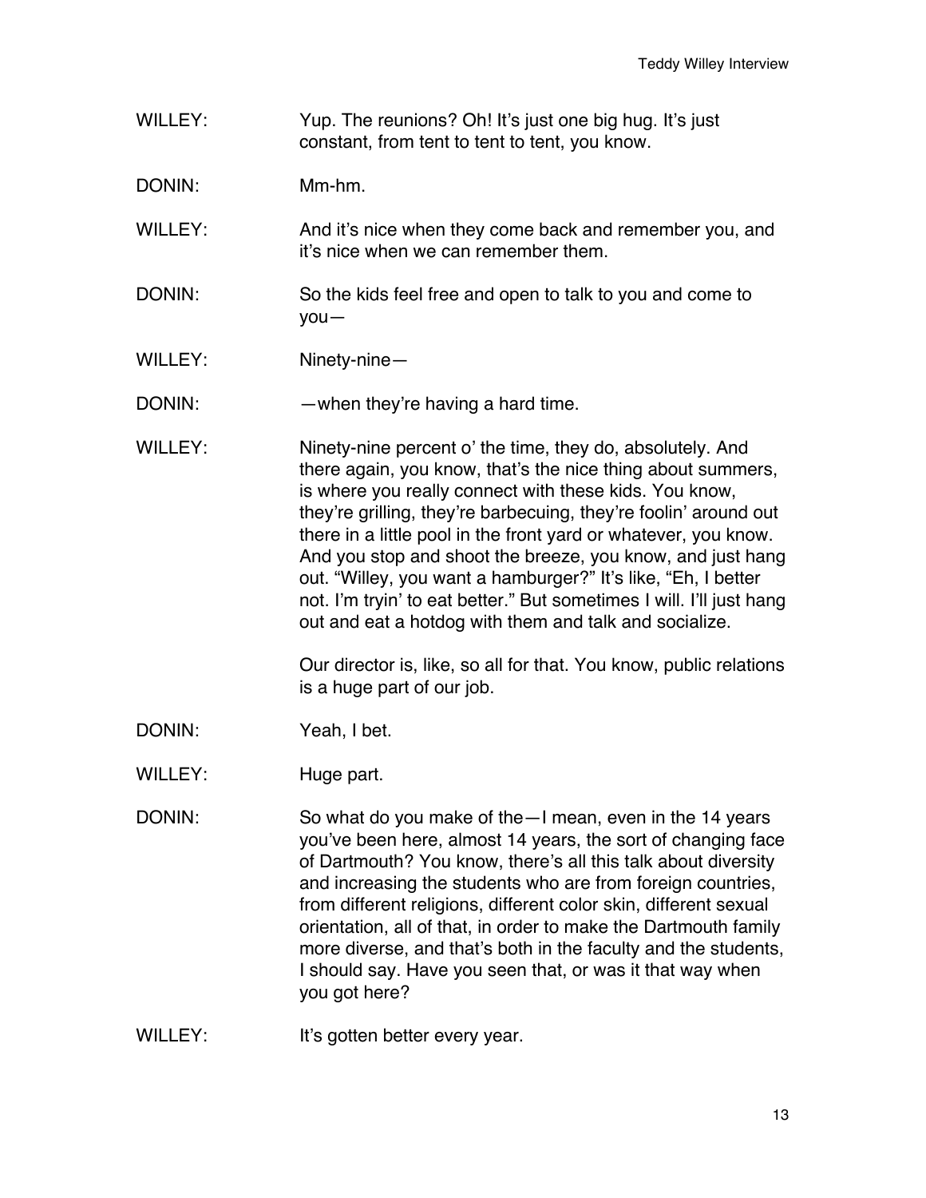WILLEY: Yup. The reunions? Oh! It's just one big hug. It's just constant, from tent to tent to tent, you know.

DONIN: Mm-hm.

WILLEY: And it's nice when they come back and remember you, and it's nice when we can remember them.

DONIN: So the kids feel free and open to talk to you and come to you—

WILLEY: Ninety-nine—

DONIN: —when they're having a hard time.

WILLEY: Ninety-nine percent o' the time, they do, absolutely. And there again, you know, that's the nice thing about summers, is where you really connect with these kids. You know, they're grilling, they're barbecuing, they're foolin' around out there in a little pool in the front yard or whatever, you know. And you stop and shoot the breeze, you know, and just hang out. "Willey, you want a hamburger?" It's like, "Eh, I better not. I'm tryin' to eat better." But sometimes I will. I'll just hang out and eat a hotdog with them and talk and socialize.

Our director is, like, so all for that. You know, public relations is a huge part of our job.

DONIN: Yeah, I bet.

WILLEY: Huge part.

DONIN: So what do you make of the—I mean, even in the 14 years you've been here, almost 14 years, the sort of changing face of Dartmouth? You know, there's all this talk about diversity and increasing the students who are from foreign countries, from different religions, different color skin, different sexual orientation, all of that, in order to make the Dartmouth family more diverse, and that's both in the faculty and the students, I should say. Have you seen that, or was it that way when you got here?

WILLEY: It's gotten better every year.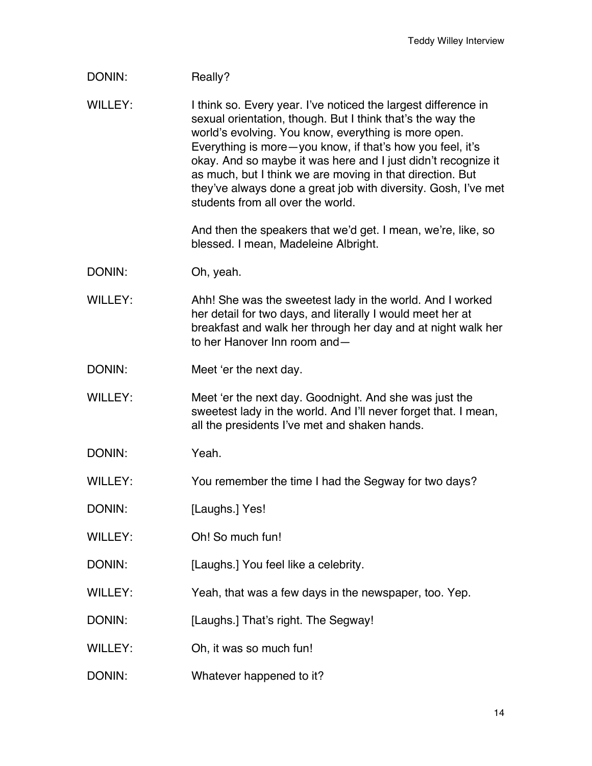DONIN: Really?

WILLEY: I think so. Every year. I've noticed the largest difference in sexual orientation, though. But I think that's the way the world's evolving. You know, everything is more open. Everything is more—you know, if that's how you feel, it's okay. And so maybe it was here and I just didn't recognize it as much, but I think we are moving in that direction. But they've always done a great job with diversity. Gosh, I've met students from all over the world.

And then the speakers that we'd get. I mean, we're, like, so blessed. I mean, Madeleine Albright.

DONIN: Oh, yeah.

WILLEY: Ahh! She was the sweetest lady in the world. And I worked her detail for two days, and literally I would meet her at breakfast and walk her through her day and at night walk her to her Hanover Inn room and—

DONIN: Meet 'er the next day.

WILLEY: Meet 'er the next day. Goodnight. And she was just the sweetest lady in the world. And I'll never forget that. I mean, all the presidents I've met and shaken hands.

DONIN: Yeah.

WILLEY: You remember the time I had the Segway for two days?

DONIN: [Laughs.] Yes!

WILLEY: Oh! So much fun!

DONIN: [Laughs.] You feel like a celebrity.

WILLEY: Yeah, that was a few days in the newspaper, too. Yep.

DONIN: [Laughs.] That's right. The Segway!

WILLEY: Oh, it was so much fun!

DONIN: Whatever happened to it?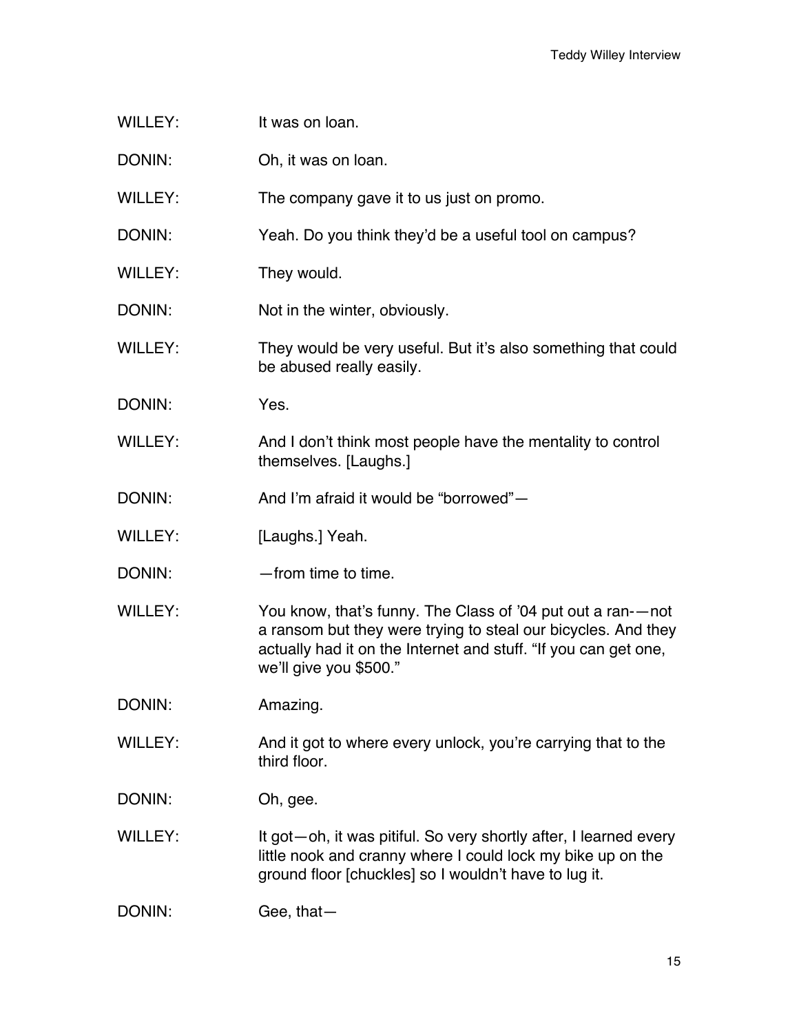WILLEY: It was on loan.

DONIN: Oh, it was on loan.

WILLEY: The company gave it to us just on promo.

DONIN: Yeah. Do you think they'd be a useful tool on campus?

WILLEY: They would.

DONIN: Not in the winter, obviously.

WILLEY: They would be very useful. But it's also something that could be abused really easily.

DONIN: Yes.

WILLEY: And I don't think most people have the mentality to control themselves. [Laughs.]

DONIN: And I'm afraid it would be "borrowed"—

WILLEY: [Laughs.] Yeah.

DONIN: —from time to time.

WILLEY: You know, that's funny. The Class of '04 put out a ran-—not a ransom but they were trying to steal our bicycles. And they actually had it on the Internet and stuff. "If you can get one, we'll give you $500."

DONIN: Amazing.

WILLEY: And it got to where every unlock, you're carrying that to the third floor.

DONIN: Oh, gee.

WILLEY: It got—oh, it was pitiful. So very shortly after, I learned every little nook and cranny where I could lock my bike up on the ground floor [chuckles] so I wouldn't have to lug it.

DONIN: Gee, that—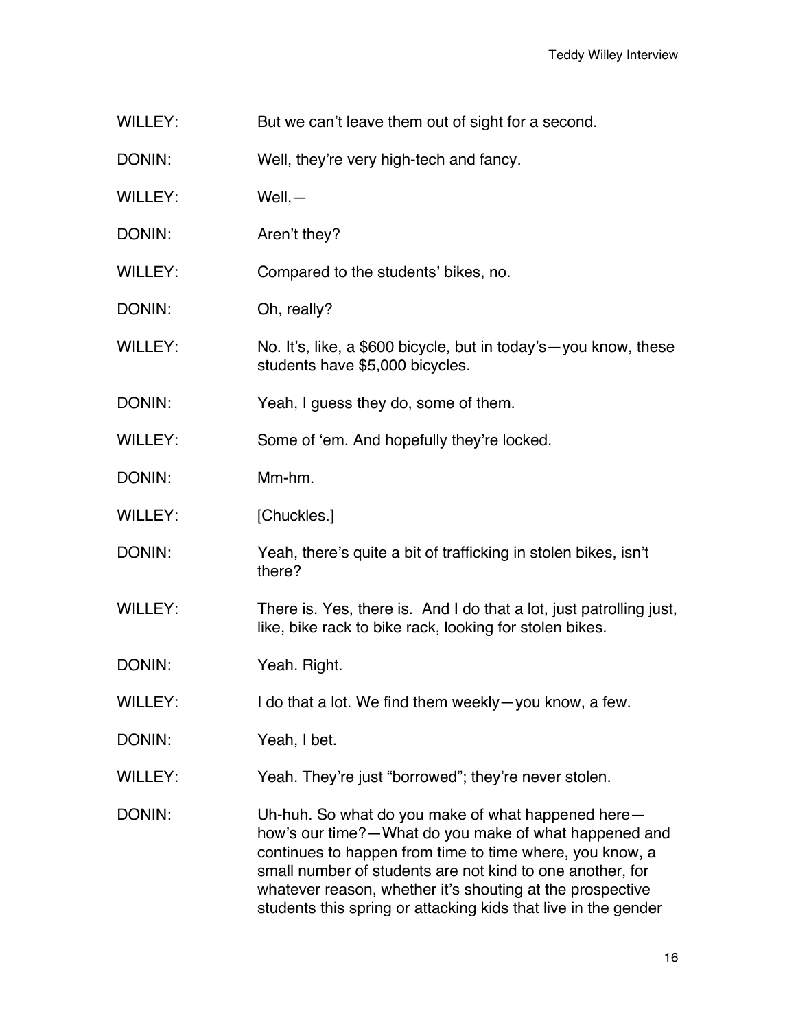WILLEY: But we can't leave them out of sight for a second.

DONIN: Well, they're very high-tech and fancy.

WILLEY: Well,—

DONIN: Aren't they?

WILLEY: Compared to the students' bikes, no.

DONIN: Oh, really?

WILLEY: No. It's, like, a $600 bicycle, but in today's—you know, these students have $5,000 bicycles.

DONIN: Yeah, I guess they do, some of them.

WILLEY: Some of 'em. And hopefully they're locked.

DONIN: Mm-hm.

WILLEY: [Chuckles.]

DONIN: Yeah, there's quite a bit of trafficking in stolen bikes, isn't there?

WILLEY: There is. Yes, there is. And I do that a lot, just patrolling just, like, bike rack to bike rack, looking for stolen bikes.

DONIN: Yeah. Right.

WILLEY: I do that a lot. We find them weekly—you know, a few.

DONIN: Yeah, I bet.

WILLEY: Yeah. They're just "borrowed"; they're never stolen.

DONIN: Uh-huh. So what do you make of what happened here—how's our time?—What do you make of what happened and continues to happen from time to time where, you know, a small number of students are not kind to one another, for whatever reason, whether it's shouting at the prospective students this spring or attacking kids that live in the gender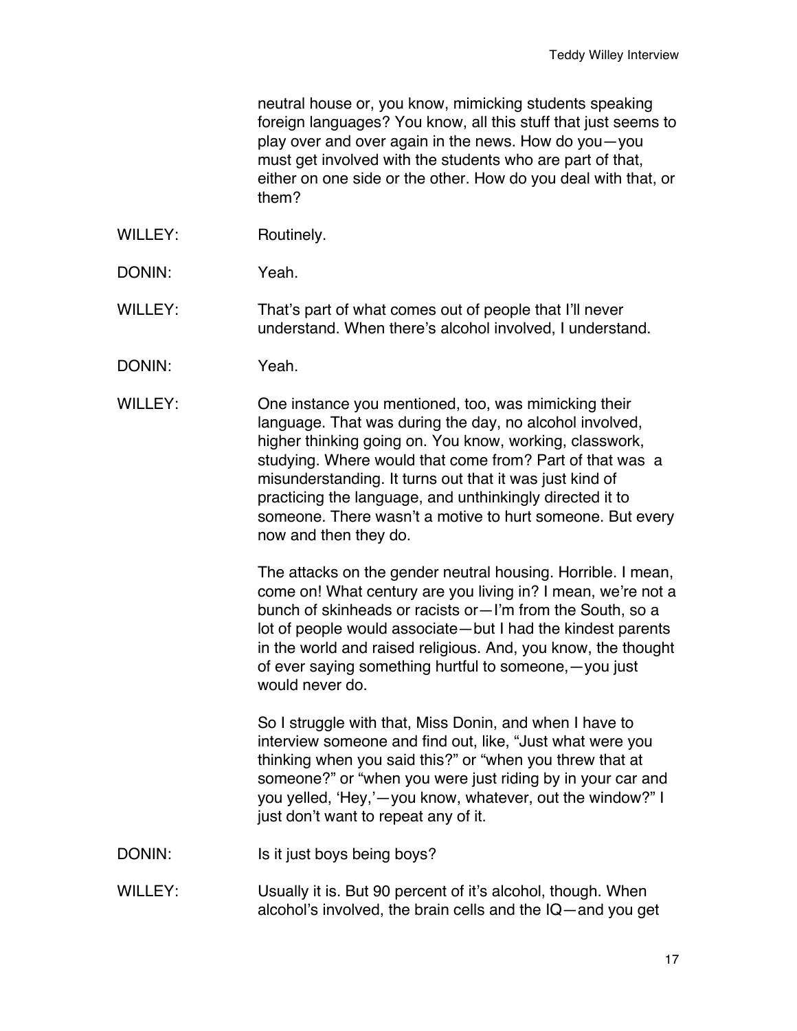neutral house or, you know, mimicking students speaking foreign languages? You know, all this stuff that just seems to play over and over again in the news. How do you—you must get involved with the students who are part of that, either on one side or the other. How do you deal with that, or them?

WILLEY: Routinely.

DONIN: Yeah.

WILLEY: That's part of what comes out of people that I'll never understand. When there's alcohol involved, I understand.

DONIN: Yeah.

WILLEY: One instance you mentioned, too, was mimicking their language. That was during the day, no alcohol involved, higher thinking going on. You know, working, classwork, studying. Where would that come from? Part of that was a misunderstanding. It turns out that it was just kind of practicing the language, and unthinkingly directed it to someone. There wasn't a motive to hurt someone. But every now and then they do.

The attacks on the gender neutral housing. Horrible. I mean, come on! What century are you living in? I mean, we're not a bunch of skinheads or racists or—I'm from the South, so a lot of people would associate—but I had the kindest parents in the world and raised religious. And, you know, the thought of ever saying something hurtful to someone,—you just would never do.

So I struggle with that, Miss Donin, and when I have to interview someone and find out, like, "Just what were you thinking when you said this?" or "when you threw that at someone?" or "when you were just riding by in your car and you yelled, 'Hey,'—you know, whatever, out the window?" I just don't want to repeat any of it.

DONIN: Is it just boys being boys?

WILLEY: Usually it is. But 90 percent of it's alcohol, though. When alcohol's involved, the brain cells and the IQ—and you get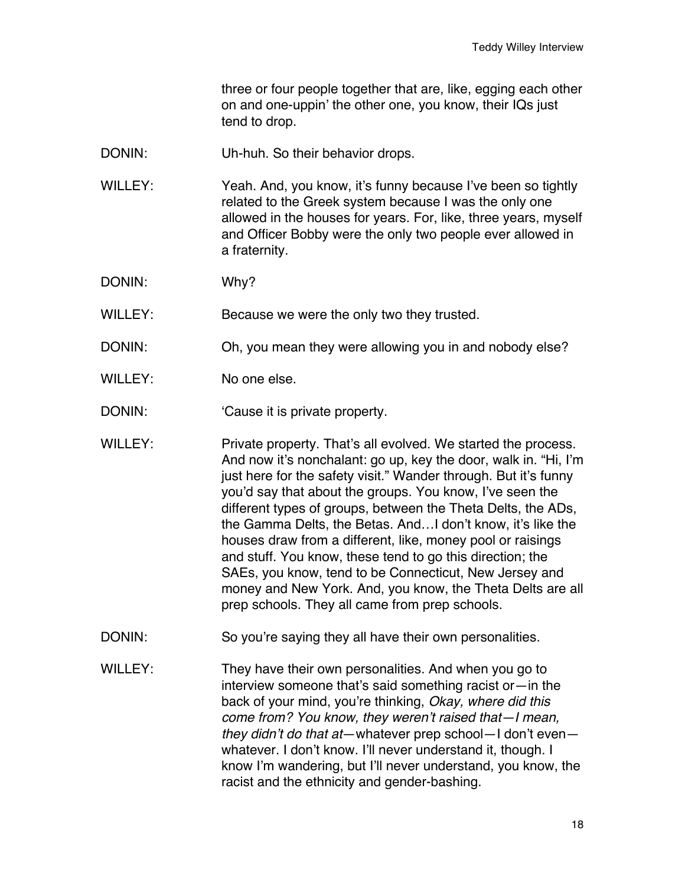three or four people together that are, like, egging each other on and one-uppin' the other one, you know, their IQs just tend to drop.

DONIN: Uh-huh. So their behavior drops.

WILLEY: Yeah. And, you know, it's funny because I've been so tightly related to the Greek system because I was the only one allowed in the houses for years. For, like, three years, myself and Officer Bobby were the only two people ever allowed in a fraternity.

DONIN: Why?

WILLEY: Because we were the only two they trusted.

DONIN: Oh, you mean they were allowing you in and nobody else?

WILLEY: No one else.

DONIN: 'Cause it is private property.

WILLEY: Private property. That's all evolved. We started the process. And now it's nonchalant: go up, key the door, walk in. "Hi, I'm just here for the safety visit." Wander through. But it's funny you'd say that about the groups. You know, I've seen the different types of groups, between the Theta Delts, the ADs, the Gamma Delts, the Betas. And…I don't know, it's like the houses draw from a different, like, money pool or raisings and stuff. You know, these tend to go this direction; the SAEs, you know, tend to be Connecticut, New Jersey and money and New York. And, you know, the Theta Delts are all prep schools. They all came from prep schools.

DONIN: So you're saying they all have their own personalities.

WILLEY: They have their own personalities. And when you go to interview someone that's said something racist or—in the back of your mind, you're thinking, *Okay, where did this come from? You know, they weren't raised that—I mean, they didn't do that at*—whatever prep school—I don't even—whatever. I don't know. I'll never understand it, though. I know I'm wandering, but I'll never understand, you know, the racist and the ethnicity and gender-bashing.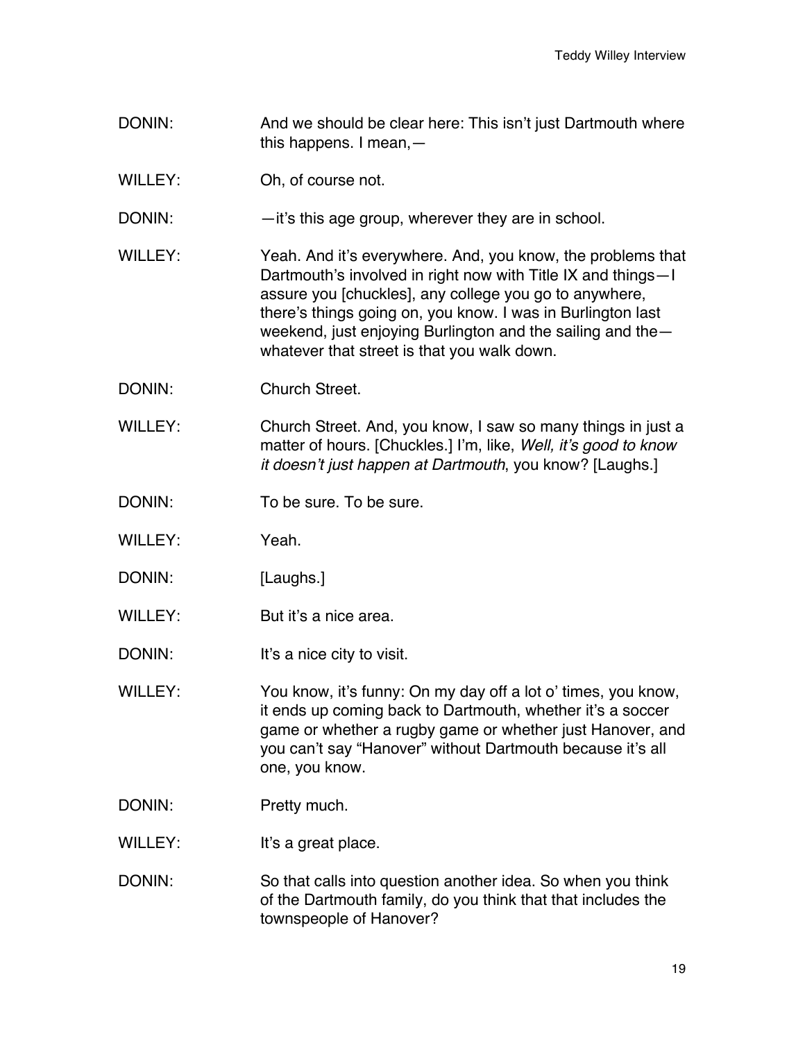DONIN: And we should be clear here: This isn't just Dartmouth where this happens. I mean,—

WILLEY: Oh, of course not.

DONIN: —it's this age group, wherever they are in school.

WILLEY: Yeah. And it's everywhere. And, you know, the problems that Dartmouth's involved in right now with Title IX and things—I assure you [chuckles], any college you go to anywhere, there's things going on, you know. I was in Burlington last weekend, just enjoying Burlington and the sailing and the—whatever that street is that you walk down.

DONIN: Church Street.

WILLEY: Church Street. And, you know, I saw so many things in just a matter of hours. [Chuckles.] I'm, like, *Well, it's good to know it doesn't just happen at Dartmouth*, you know? [Laughs.]

DONIN: To be sure. To be sure.

WILLEY: Yeah.

DONIN: [Laughs.]

WILLEY: But it's a nice area.

DONIN: It's a nice city to visit.

WILLEY: You know, it's funny: On my day off a lot o' times, you know, it ends up coming back to Dartmouth, whether it's a soccer game or whether a rugby game or whether just Hanover, and you can't say "Hanover" without Dartmouth because it's all one, you know.

DONIN: Pretty much.

WILLEY: It's a great place.

DONIN: So that calls into question another idea. So when you think of the Dartmouth family, do you think that that includes the townspeople of Hanover?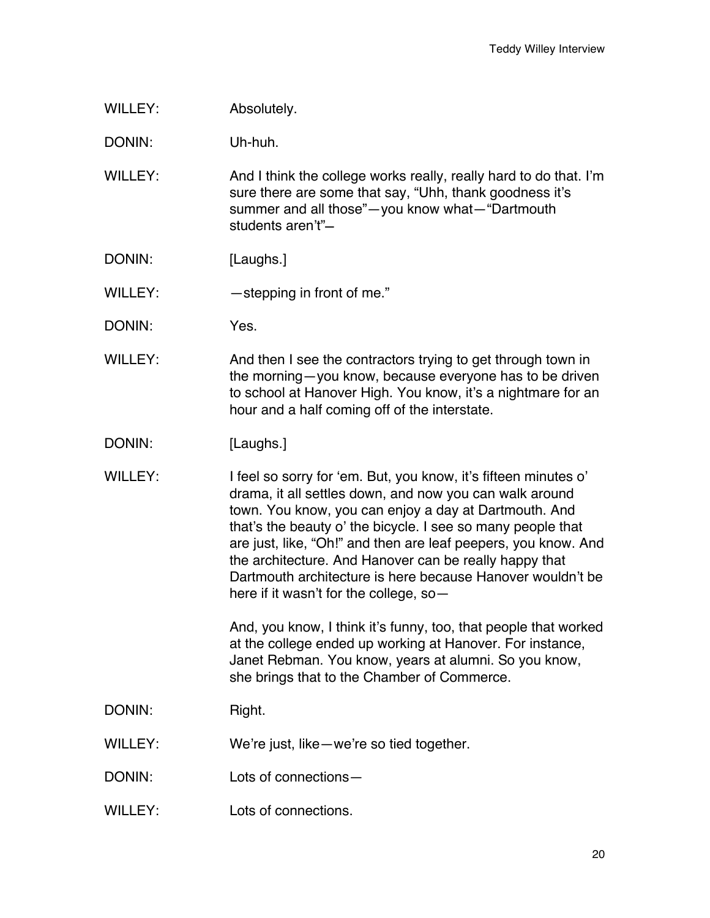WILLEY: Absolutely.

DONIN: Uh-huh.

WILLEY: And I think the college works really, really hard to do that. I'm sure there are some that say, "Uhh, thank goodness it's summer and all those"—you know what—"Dartmouth students aren't"–

DONIN: [Laughs.]

WILLEY: —stepping in front of me."

DONIN: Yes.

WILLEY: And then I see the contractors trying to get through town in the morning—you know, because everyone has to be driven to school at Hanover High. You know, it's a nightmare for an hour and a half coming off of the interstate.

DONIN: [Laughs.]

WILLEY: I feel so sorry for 'em. But, you know, it's fifteen minutes o' drama, it all settles down, and now you can walk around town. You know, you can enjoy a day at Dartmouth. And that's the beauty o' the bicycle. I see so many people that are just, like, "Oh!" and then are leaf peepers, you know. And the architecture. And Hanover can be really happy that Dartmouth architecture is here because Hanover wouldn't be here if it wasn't for the college, so—

And, you know, I think it's funny, too, that people that worked at the college ended up working at Hanover. For instance, Janet Rebman. You know, years at alumni. So you know, she brings that to the Chamber of Commerce.

DONIN: Right.

WILLEY: We're just, like—we're so tied together.

DONIN: Lots of connections—

WILLEY: Lots of connections.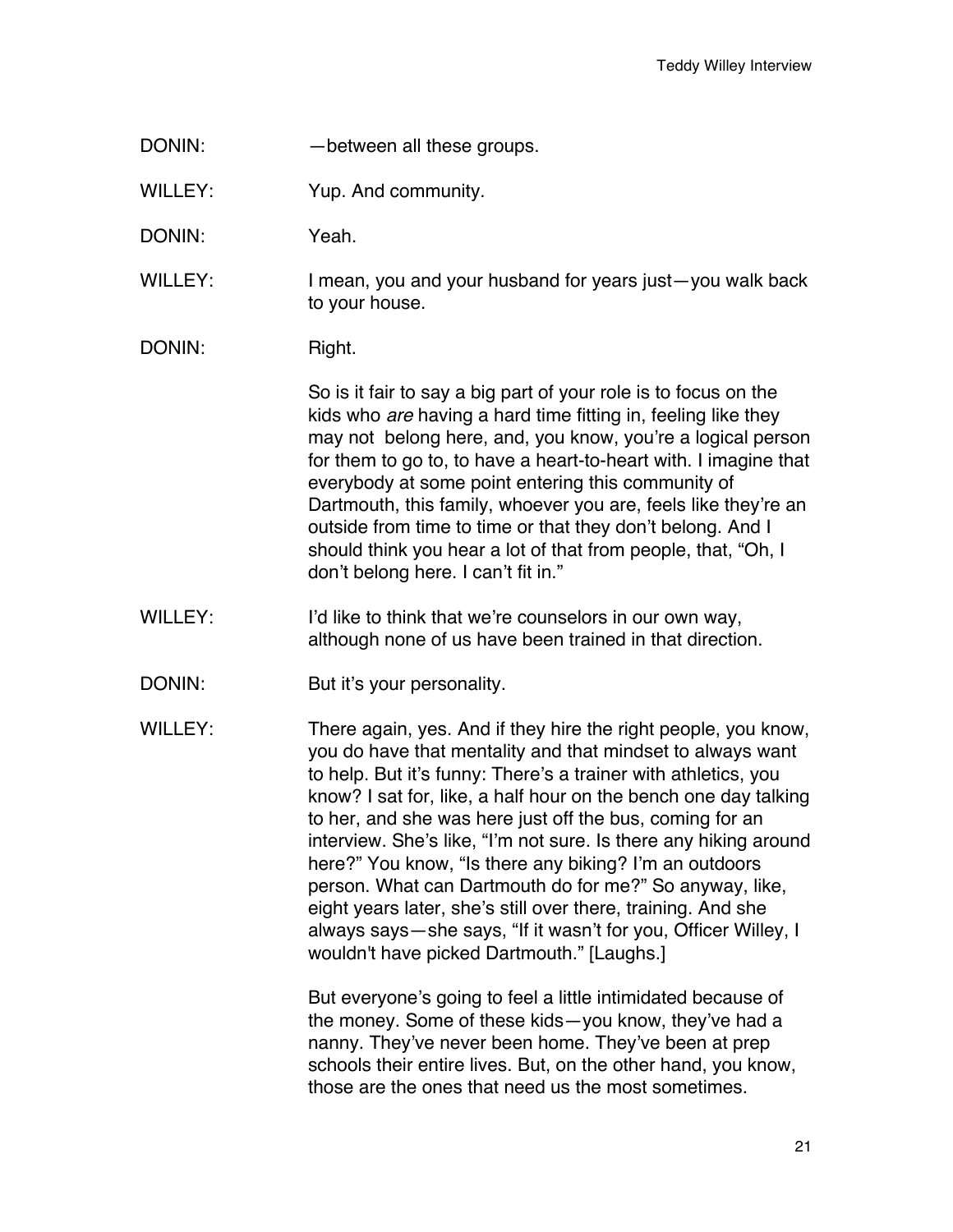DONIN: —between all these groups.

WILLEY: Yup. And community.

DONIN: Yeah.

WILLEY: I mean, you and your husband for years just—you walk back to your house.

DONIN: Right.

So is it fair to say a big part of your role is to focus on the kids who *are* having a hard time fitting in, feeling like they may not belong here, and, you know, you're a logical person for them to go to, to have a heart-to-heart with. I imagine that everybody at some point entering this community of Dartmouth, this family, whoever you are, feels like they're an outside from time to time or that they don't belong. And I should think you hear a lot of that from people, that, "Oh, I don't belong here. I can't fit in."

WILLEY: I'd like to think that we're counselors in our own way, although none of us have been trained in that direction.

DONIN: But it's your personality.

WILLEY: There again, yes. And if they hire the right people, you know, you do have that mentality and that mindset to always want to help. But it's funny: There's a trainer with athletics, you know? I sat for, like, a half hour on the bench one day talking to her, and she was here just off the bus, coming for an interview. She's like, "I'm not sure. Is there any hiking around here?" You know, "Is there any biking? I'm an outdoors person. What can Dartmouth do for me?" So anyway, like, eight years later, she's still over there, training. And she always says—she says, "If it wasn't for you, Officer Willey, I wouldn't have picked Dartmouth." [Laughs.]

But everyone's going to feel a little intimidated because of the money. Some of these kids—you know, they've had a nanny. They've never been home. They've been at prep schools their entire lives. But, on the other hand, you know, those are the ones that need us the most sometimes.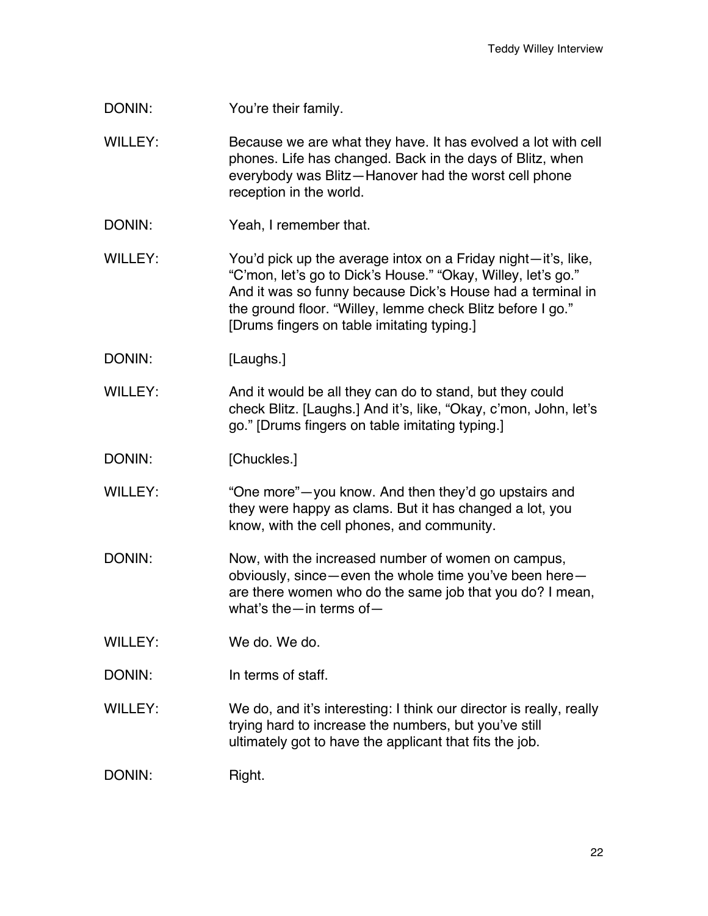DONIN: You're their family.

WILLEY: Because we are what they have. It has evolved a lot with cell phones. Life has changed. Back in the days of Blitz, when everybody was Blitz—Hanover had the worst cell phone reception in the world.

DONIN: Yeah, I remember that.

WILLEY: You'd pick up the average intox on a Friday night—it's, like, "C'mon, let's go to Dick's House." "Okay, Willey, let's go." And it was so funny because Dick's House had a terminal in the ground floor. "Willey, lemme check Blitz before I go." [Drums fingers on table imitating typing.]

DONIN: [Laughs.]

WILLEY: And it would be all they can do to stand, but they could check Blitz. [Laughs.] And it's, like, "Okay, c'mon, John, let's go." [Drums fingers on table imitating typing.]

DONIN: [Chuckles.]

WILLEY: "One more"—you know. And then they'd go upstairs and they were happy as clams. But it has changed a lot, you know, with the cell phones, and community.

DONIN: Now, with the increased number of women on campus, obviously, since—even the whole time you've been here—are there women who do the same job that you do? I mean, what's the—in terms of—

WILLEY: We do. We do.

DONIN: In terms of staff.

WILLEY: We do, and it's interesting: I think our director is really, really trying hard to increase the numbers, but you've still ultimately got to have the applicant that fits the job.

DONIN: Right.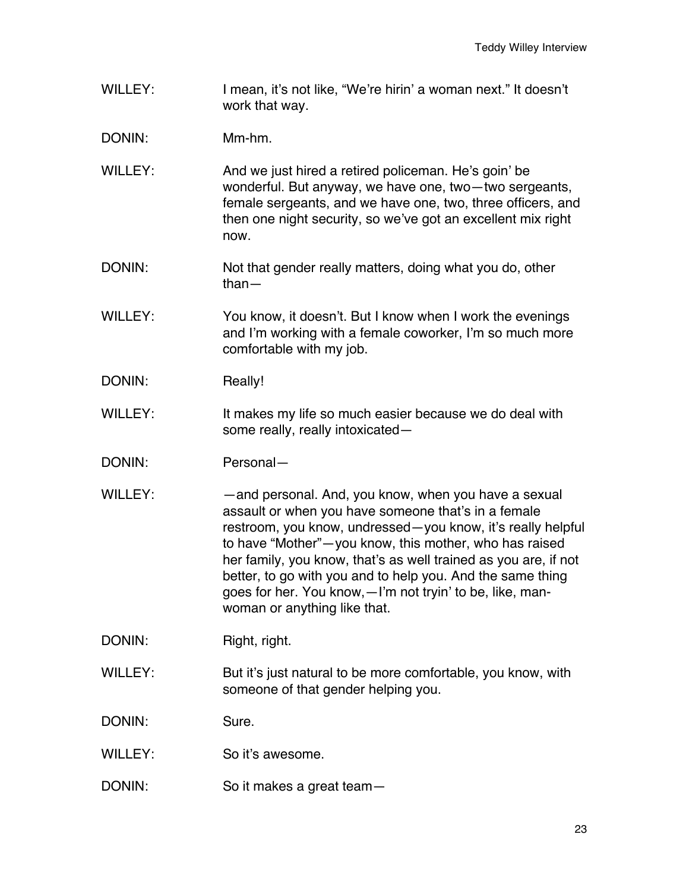WILLEY: I mean, it's not like, "We're hirin' a woman next." It doesn't work that way.

DONIN: Mm-hm.

WILLEY: And we just hired a retired policeman. He's goin' be wonderful. But anyway, we have one, two—two sergeants, female sergeants, and we have one, two, three officers, and then one night security, so we've got an excellent mix right now.

DONIN: Not that gender really matters, doing what you do, other than—

WILLEY: You know, it doesn't. But I know when I work the evenings and I'm working with a female coworker, I'm so much more comfortable with my job.

DONIN: Really!

WILLEY: It makes my life so much easier because we do deal with some really, really intoxicated—

DONIN: Personal—

WILLEY: —and personal. And, you know, when you have a sexual assault or when you have someone that's in a female restroom, you know, undressed—you know, it's really helpful to have "Mother"—you know, this mother, who has raised her family, you know, that's as well trained as you are, if not better, to go with you and to help you. And the same thing goes for her. You know,—I'm not tryin' to be, like, man-woman or anything like that.

DONIN: Right, right.

WILLEY: But it's just natural to be more comfortable, you know, with someone of that gender helping you.

DONIN: Sure.

WILLEY: So it's awesome.

DONIN: So it makes a great team—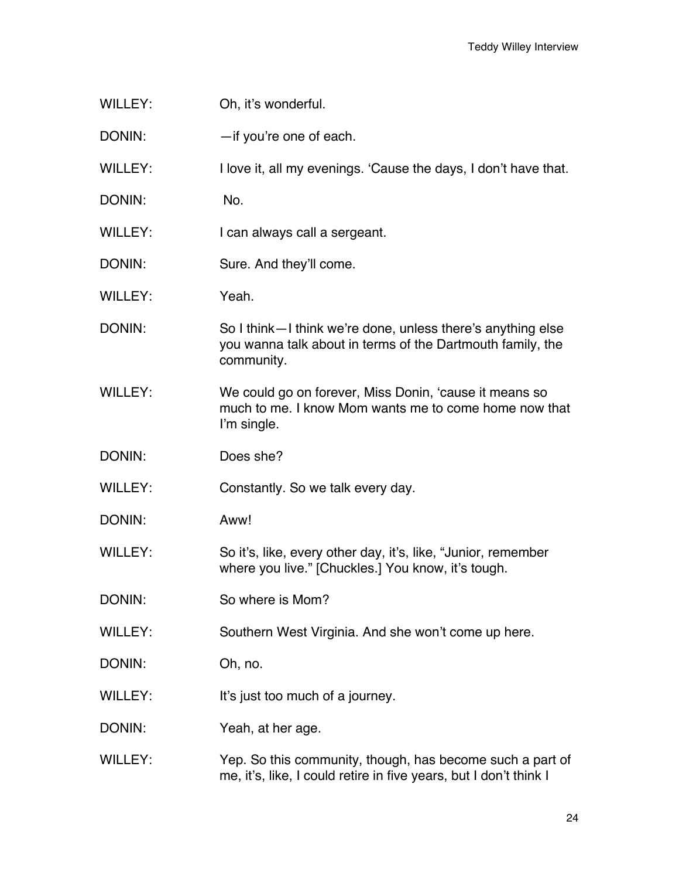WILLEY: Oh, it's wonderful.

DONIN: —if you're one of each.

WILLEY: I love it, all my evenings. 'Cause the days, I don't have that.

DONIN: No.

WILLEY: I can always call a sergeant.

DONIN: Sure. And they'll come.

WILLEY: Yeah.

DONIN: So I think—I think we're done, unless there's anything else you wanna talk about in terms of the Dartmouth family, the community.

WILLEY: We could go on forever, Miss Donin, 'cause it means so much to me. I know Mom wants me to come home now that I'm single.

DONIN: Does she?

WILLEY: Constantly. So we talk every day.

DONIN: Aww!

WILLEY: So it's, like, every other day, it's, like, "Junior, remember where you live." [Chuckles.] You know, it's tough.

DONIN: So where is Mom?

WILLEY: Southern West Virginia. And she won't come up here.

DONIN: Oh, no.

WILLEY: It's just too much of a journey.

DONIN: Yeah, at her age.

WILLEY: Yep. So this community, though, has become such a part of me, it's, like, I could retire in five years, but I don't think I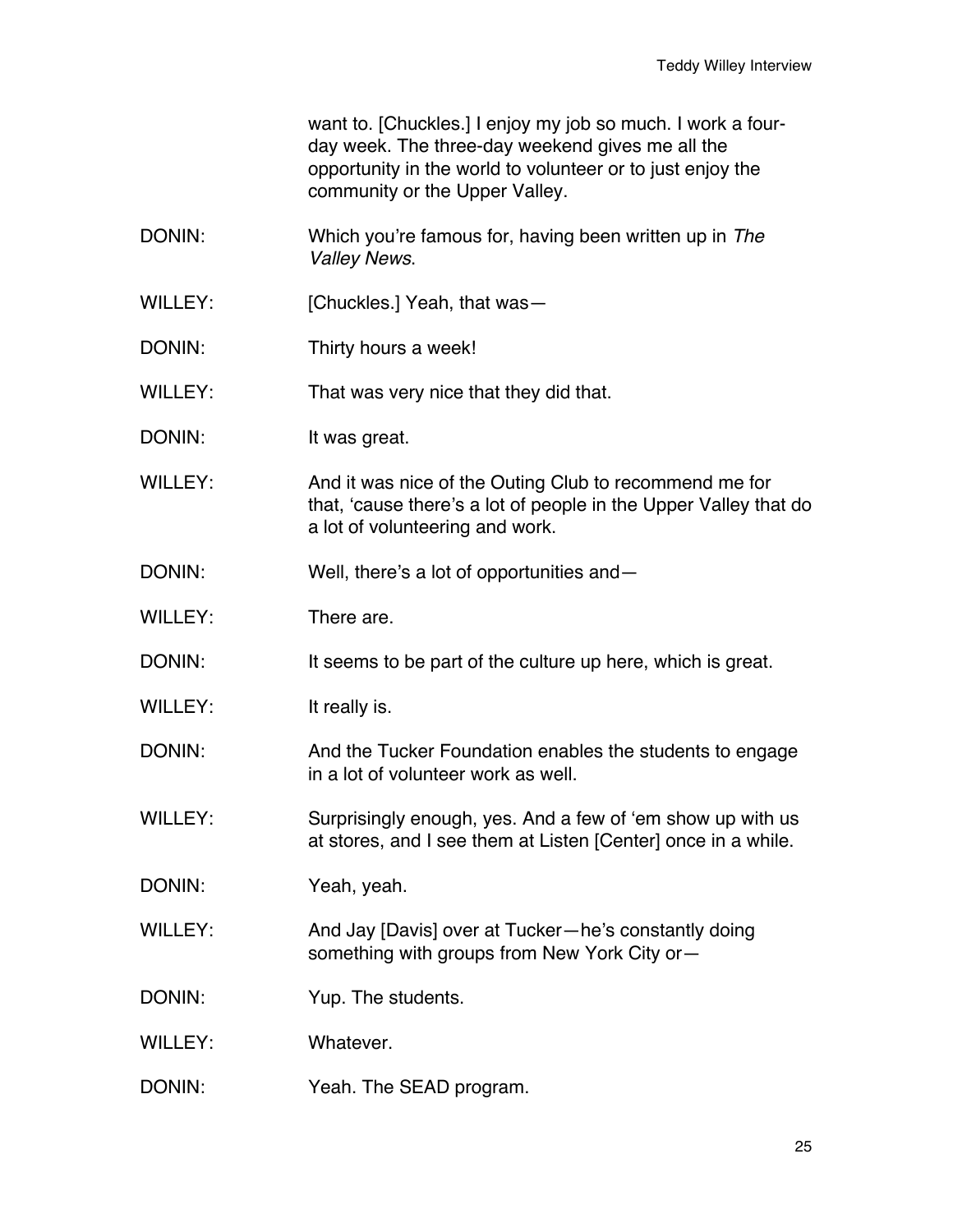want to. [Chuckles.] I enjoy my job so much. I work a four-day week. The three-day weekend gives me all the opportunity in the world to volunteer or to just enjoy the community or the Upper Valley.

DONIN: Which you're famous for, having been written up in *The Valley News*.

WILLEY: [Chuckles.] Yeah, that was—

DONIN: Thirty hours a week!

WILLEY: That was very nice that they did that.

DONIN: It was great.

WILLEY: And it was nice of the Outing Club to recommend me for that, 'cause there's a lot of people in the Upper Valley that do a lot of volunteering and work.

DONIN: Well, there's a lot of opportunities and—

WILLEY: There are.

DONIN: It seems to be part of the culture up here, which is great.

WILLEY: It really is.

DONIN: And the Tucker Foundation enables the students to engage in a lot of volunteer work as well.

WILLEY: Surprisingly enough, yes. And a few of 'em show up with us at stores, and I see them at Listen [Center] once in a while.

DONIN: Yeah, yeah.

WILLEY: And Jay [Davis] over at Tucker—he's constantly doing something with groups from New York City or—

DONIN: Yup. The students.

WILLEY: Whatever.

DONIN: Yeah. The SEAD program.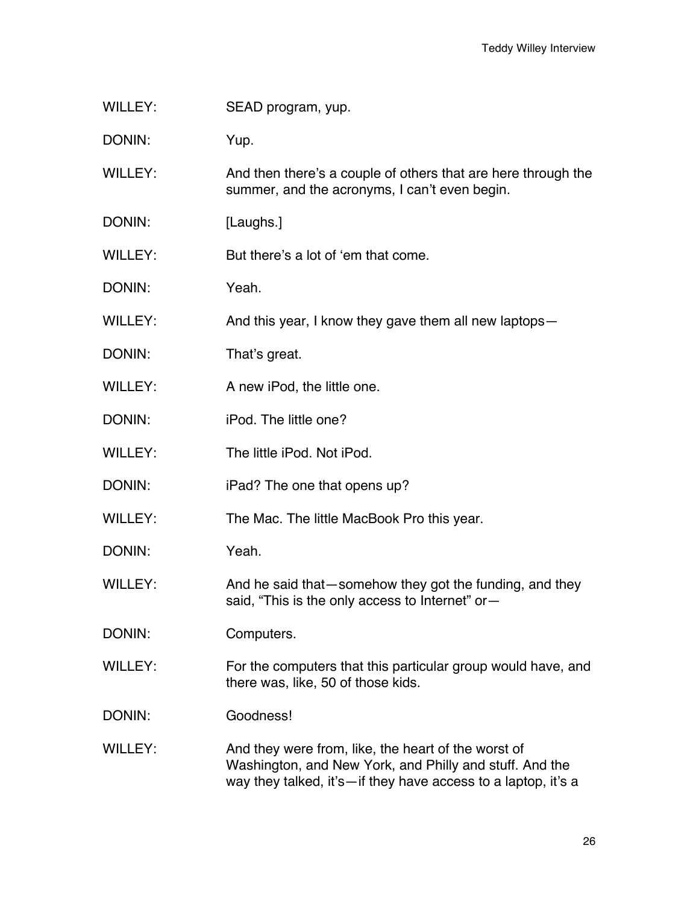WILLEY: SEAD program, yup.

DONIN: Yup.

WILLEY: And then there's a couple of others that are here through the summer, and the acronyms, I can't even begin.

DONIN: [Laughs.]

WILLEY: But there's a lot of 'em that come.

DONIN: Yeah.

WILLEY: And this year, I know they gave them all new laptops—

DONIN: That's great.

WILLEY: A new iPod, the little one.

DONIN: iPod. The little one?

WILLEY: The little iPod. Not iPod.

DONIN: iPad? The one that opens up?

WILLEY: The Mac. The little MacBook Pro this year.

DONIN: Yeah.

WILLEY: And he said that—somehow they got the funding, and they said, "This is the only access to Internet" or—

DONIN: Computers.

WILLEY: For the computers that this particular group would have, and there was, like, 50 of those kids.

DONIN: Goodness!

WILLEY: And they were from, like, the heart of the worst of Washington, and New York, and Philly and stuff. And the way they talked, it's—if they have access to a laptop, it's a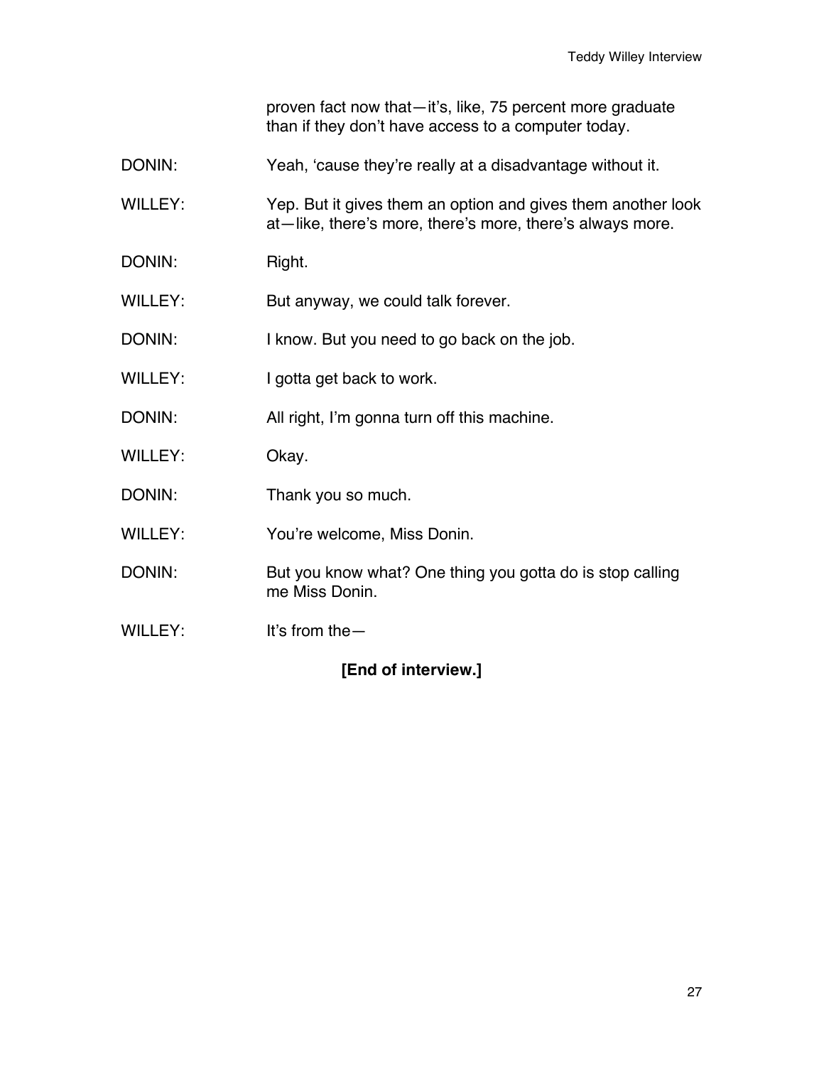proven fact now that—it's, like, 75 percent more graduate than if they don't have access to a computer today.

DONIN: Yeah, 'cause they're really at a disadvantage without it.

WILLEY: Yep. But it gives them an option and gives them another look at—like, there's more, there's more, there's always more.

DONIN: Right.

WILLEY: But anyway, we could talk forever.

DONIN: I know. But you need to go back on the job.

WILLEY: I gotta get back to work.

DONIN: All right, I'm gonna turn off this machine.

WILLEY: Okay.

DONIN: Thank you so much.

WILLEY: You're welcome, Miss Donin.

DONIN: But you know what? One thing you gotta do is stop calling me Miss Donin.

WILLEY: It's from the—

**[End of interview.]**